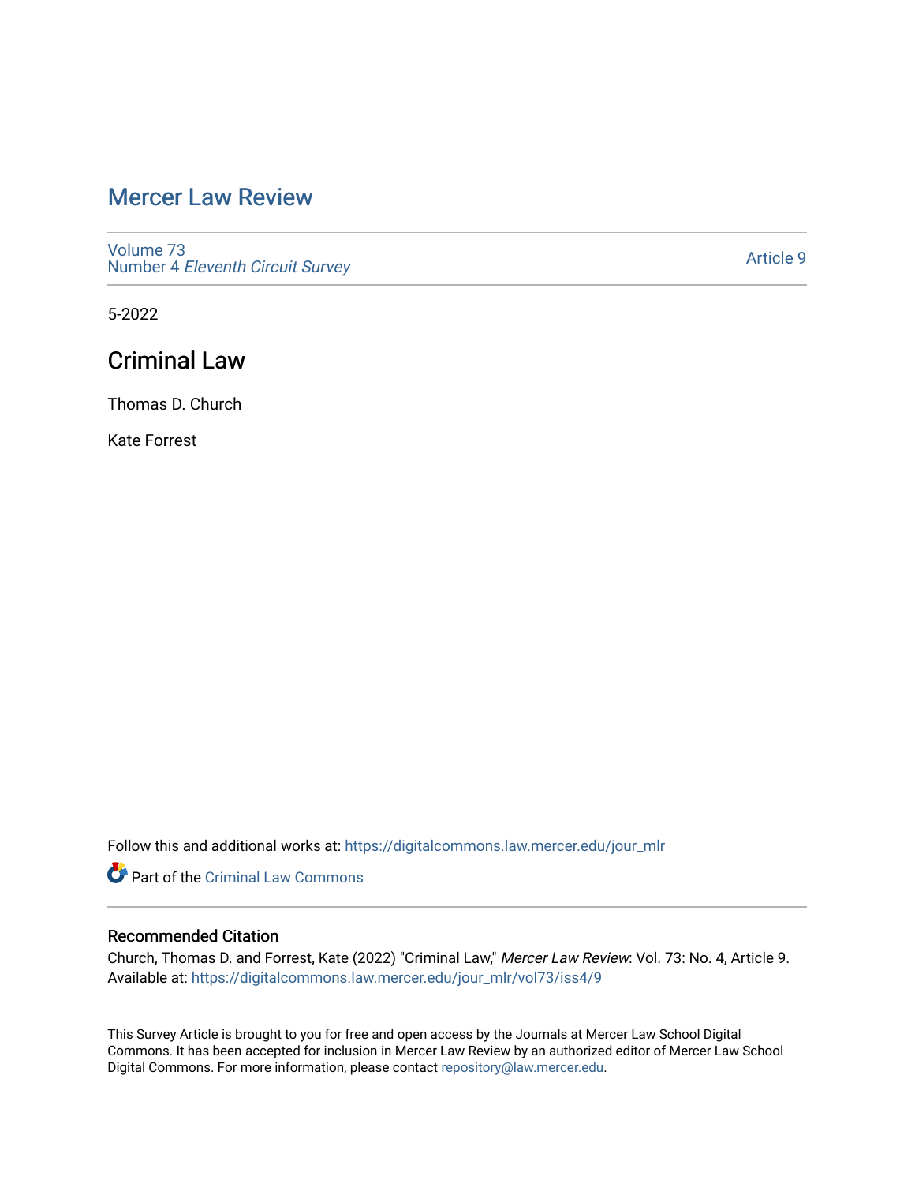# Mercer Law Review

Volume 73
Number 4 *Eleventh Circuit Survey*

Article 9

5-2022

## Criminal Law

Thomas D. Church

Kate Forrest

Follow this and additional works at: https://digitalcommons.law.mercer.edu/jour_mlr

Part of the Criminal Law Commons

### Recommended Citation

Church, Thomas D. and Forrest, Kate (2022) "Criminal Law," *Mercer Law Review*: Vol. 73: No. 4, Article 9.
Available at: https://digitalcommons.law.mercer.edu/jour_mlr/vol73/iss4/9

This Survey Article is brought to you for free and open access by the Journals at Mercer Law School Digital Commons. It has been accepted for inclusion in Mercer Law Review by an authorized editor of Mercer Law School Digital Commons. For more information, please contact repository@law.mercer.edu.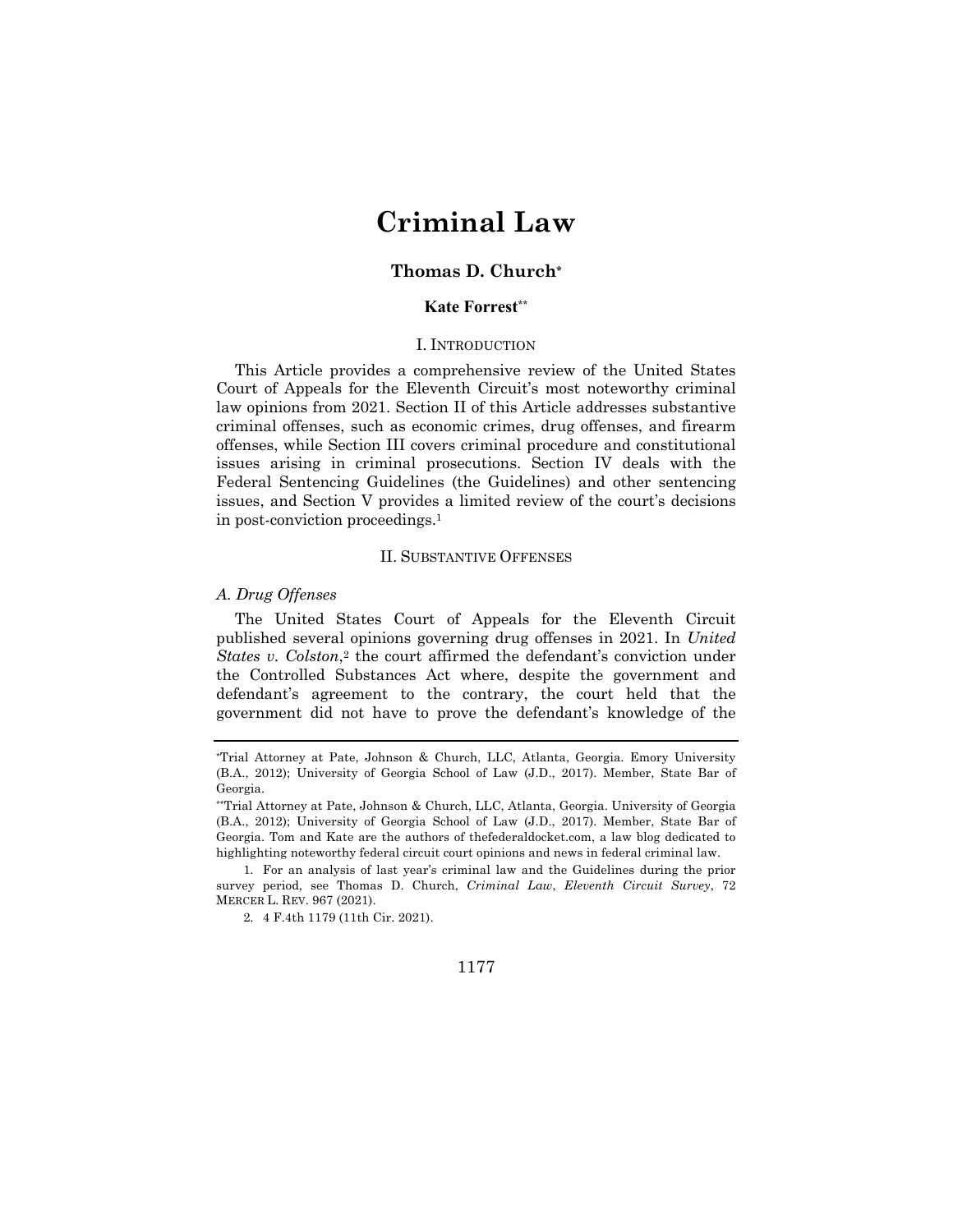# Criminal Law

## Thomas D. Church*

### Kate Forrest**

### I. Introduction

This Article provides a comprehensive review of the United States Court of Appeals for the Eleventh Circuit's most noteworthy criminal law opinions from 2021. Section II of this Article addresses substantive criminal offenses, such as economic crimes, drug offenses, and firearm offenses, while Section III covers criminal procedure and constitutional issues arising in criminal prosecutions. Section IV deals with the Federal Sentencing Guidelines (the Guidelines) and other sentencing issues, and Section V provides a limited review of the court's decisions in post-conviction proceedings.[1]

### II. Substantive Offenses

#### *A. Drug Offenses*

The United States Court of Appeals for the Eleventh Circuit published several opinions governing drug offenses in 2021. In *United States v. Colston*,[2] the court affirmed the defendant's conviction under the Controlled Substances Act where, despite the government and defendant's agreement to the contrary, the court held that the government did not have to prove the defendant's knowledge of the

---

*Trial Attorney at Pate, Johnson & Church, LLC, Atlanta, Georgia. Emory University (B.A., 2012); University of Georgia School of Law (J.D., 2017). Member, State Bar of Georgia.

**Trial Attorney at Pate, Johnson & Church, LLC, Atlanta, Georgia. University of Georgia (B.A., 2012); University of Georgia School of Law (J.D., 2017). Member, State Bar of Georgia. Tom and Kate are the authors of thefederaldocket.com, a law blog dedicated to highlighting noteworthy federal circuit court opinions and news in federal criminal law.

1. For an analysis of last year's criminal law and the Guidelines during the prior survey period, see Thomas D. Church, *Criminal Law*, *Eleventh Circuit Survey*, 72 MERCER L. REV. 967 (2021).

2. 4 F.4th 1179 (11th Cir. 2021).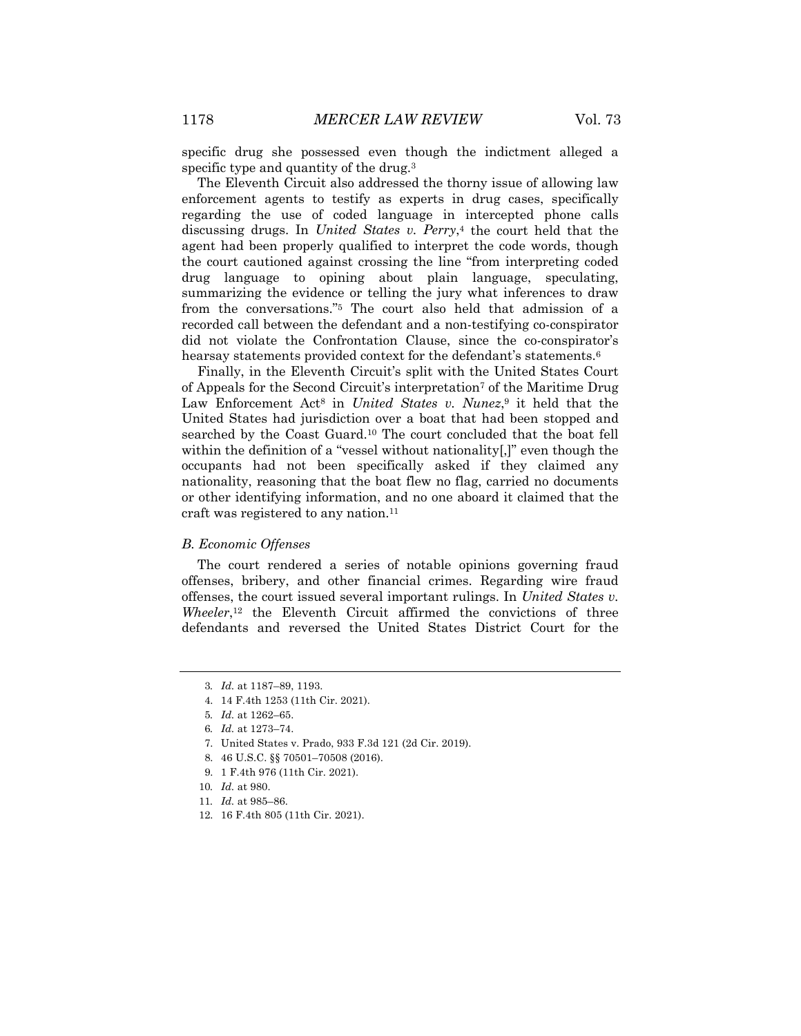specific drug she possessed even though the indictment alleged a specific type and quantity of the drug.[3]

The Eleventh Circuit also addressed the thorny issue of allowing law enforcement agents to testify as experts in drug cases, specifically regarding the use of coded language in intercepted phone calls discussing drugs. In *United States v. Perry*,[4] the court held that the agent had been properly qualified to interpret the code words, though the court cautioned against crossing the line "from interpreting coded drug language to opining about plain language, speculating, summarizing the evidence or telling the jury what inferences to draw from the conversations."[5] The court also held that admission of a recorded call between the defendant and a non-testifying co-conspirator did not violate the Confrontation Clause, since the co-conspirator's hearsay statements provided context for the defendant's statements.[6]

Finally, in the Eleventh Circuit's split with the United States Court of Appeals for the Second Circuit's interpretation[7] of the Maritime Drug Law Enforcement Act[8] in *United States v. Nunez*,[9] it held that the United States had jurisdiction over a boat that had been stopped and searched by the Coast Guard.[10] The court concluded that the boat fell within the definition of a "vessel without nationality[,]" even though the occupants had not been specifically asked if they claimed any nationality, reasoning that the boat flew no flag, carried no documents or other identifying information, and no one aboard it claimed that the craft was registered to any nation.[11]

### *B. Economic Offenses*

The court rendered a series of notable opinions governing fraud offenses, bribery, and other financial crimes. Regarding wire fraud offenses, the court issued several important rulings. In *United States v. Wheeler*,[12] the Eleventh Circuit affirmed the convictions of three defendants and reversed the United States District Court for the

---

3. *Id.* at 1187–89, 1193.
4. 14 F.4th 1253 (11th Cir. 2021).
5. *Id.* at 1262–65.
6. *Id.* at 1273–74.
7. United States v. Prado, 933 F.3d 121 (2d Cir. 2019).
8. 46 U.S.C. §§ 70501–70508 (2016).
9. 1 F.4th 976 (11th Cir. 2021).
10. *Id.* at 980.
11. *Id.* at 985–86.
12. 16 F.4th 805 (11th Cir. 2021).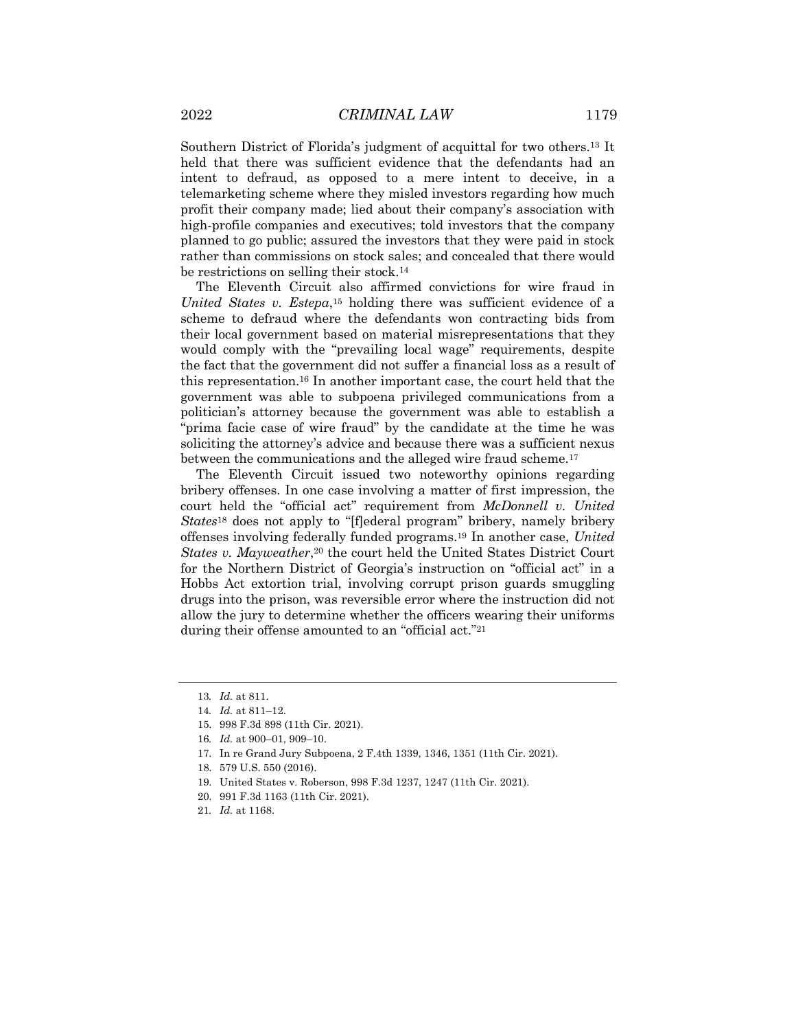Southern District of Florida's judgment of acquittal for two others.[13] It held that there was sufficient evidence that the defendants had an intent to defraud, as opposed to a mere intent to deceive, in a telemarketing scheme where they misled investors regarding how much profit their company made; lied about their company's association with high-profile companies and executives; told investors that the company planned to go public; assured the investors that they were paid in stock rather than commissions on stock sales; and concealed that there would be restrictions on selling their stock.[14]

The Eleventh Circuit also affirmed convictions for wire fraud in *United States v. Estepa*,[15] holding there was sufficient evidence of a scheme to defraud where the defendants won contracting bids from their local government based on material misrepresentations that they would comply with the "prevailing local wage" requirements, despite the fact that the government did not suffer a financial loss as a result of this representation.[16] In another important case, the court held that the government was able to subpoena privileged communications from a politician's attorney because the government was able to establish a "prima facie case of wire fraud" by the candidate at the time he was soliciting the attorney's advice and because there was a sufficient nexus between the communications and the alleged wire fraud scheme.[17]

The Eleventh Circuit issued two noteworthy opinions regarding bribery offenses. In one case involving a matter of first impression, the court held the "official act" requirement from *McDonnell v. United States*[18] does not apply to "[f]ederal program" bribery, namely bribery offenses involving federally funded programs.[19] In another case, *United States v. Mayweather*,[20] the court held the United States District Court for the Northern District of Georgia's instruction on "official act" in a Hobbs Act extortion trial, involving corrupt prison guards smuggling drugs into the prison, was reversible error where the instruction did not allow the jury to determine whether the officers wearing their uniforms during their offense amounted to an "official act."[21]

---

13. *Id.* at 811.
14. *Id.* at 811–12.
15. 998 F.3d 898 (11th Cir. 2021).
16. *Id.* at 900–01, 909–10.
17. In re Grand Jury Subpoena, 2 F.4th 1339, 1346, 1351 (11th Cir. 2021).
18. 579 U.S. 550 (2016).
19. United States v. Roberson, 998 F.3d 1237, 1247 (11th Cir. 2021).
20. 991 F.3d 1163 (11th Cir. 2021).
21. *Id.* at 1168.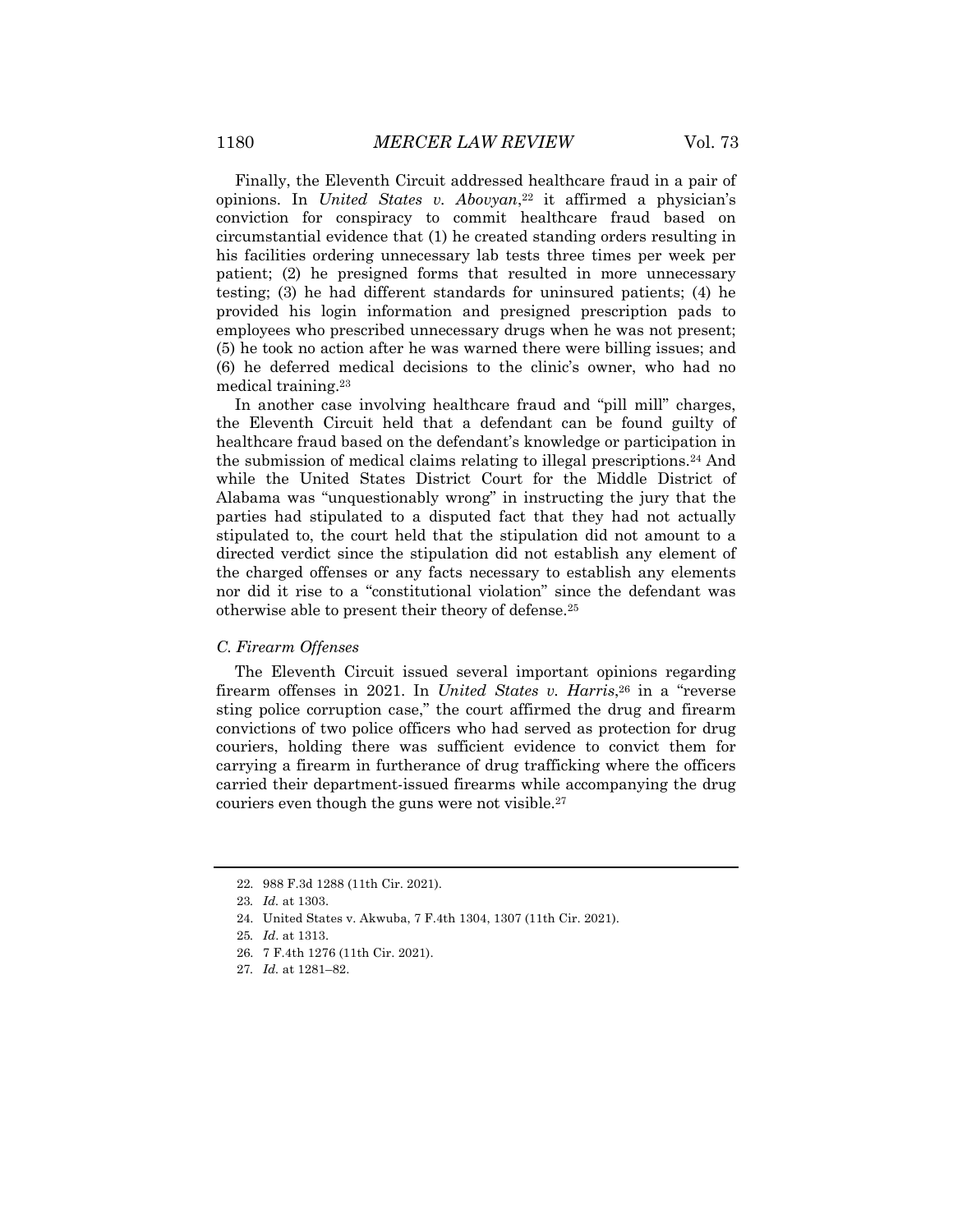Finally, the Eleventh Circuit addressed healthcare fraud in a pair of opinions. In *United States v. Abovyan*,[22] it affirmed a physician's conviction for conspiracy to commit healthcare fraud based on circumstantial evidence that (1) he created standing orders resulting in his facilities ordering unnecessary lab tests three times per week per patient; (2) he presigned forms that resulted in more unnecessary testing; (3) he had different standards for uninsured patients; (4) he provided his login information and presigned prescription pads to employees who prescribed unnecessary drugs when he was not present; (5) he took no action after he was warned there were billing issues; and (6) he deferred medical decisions to the clinic's owner, who had no medical training.[23]

In another case involving healthcare fraud and "pill mill" charges, the Eleventh Circuit held that a defendant can be found guilty of healthcare fraud based on the defendant's knowledge or participation in the submission of medical claims relating to illegal prescriptions.[24] And while the United States District Court for the Middle District of Alabama was "unquestionably wrong" in instructing the jury that the parties had stipulated to a disputed fact that they had not actually stipulated to, the court held that the stipulation did not amount to a directed verdict since the stipulation did not establish any element of the charged offenses or any facts necessary to establish any elements nor did it rise to a "constitutional violation" since the defendant was otherwise able to present their theory of defense.[25]

### *C. Firearm Offenses*

The Eleventh Circuit issued several important opinions regarding firearm offenses in 2021. In *United States v. Harris*,[26] in a "reverse sting police corruption case," the court affirmed the drug and firearm convictions of two police officers who had served as protection for drug couriers, holding there was sufficient evidence to convict them for carrying a firearm in furtherance of drug trafficking where the officers carried their department-issued firearms while accompanying the drug couriers even though the guns were not visible.[27]

---

22. 988 F.3d 1288 (11th Cir. 2021).
23. *Id.* at 1303.
24. United States v. Akwuba, 7 F.4th 1304, 1307 (11th Cir. 2021).
25. *Id.* at 1313.
26. 7 F.4th 1276 (11th Cir. 2021).
27. *Id.* at 1281–82.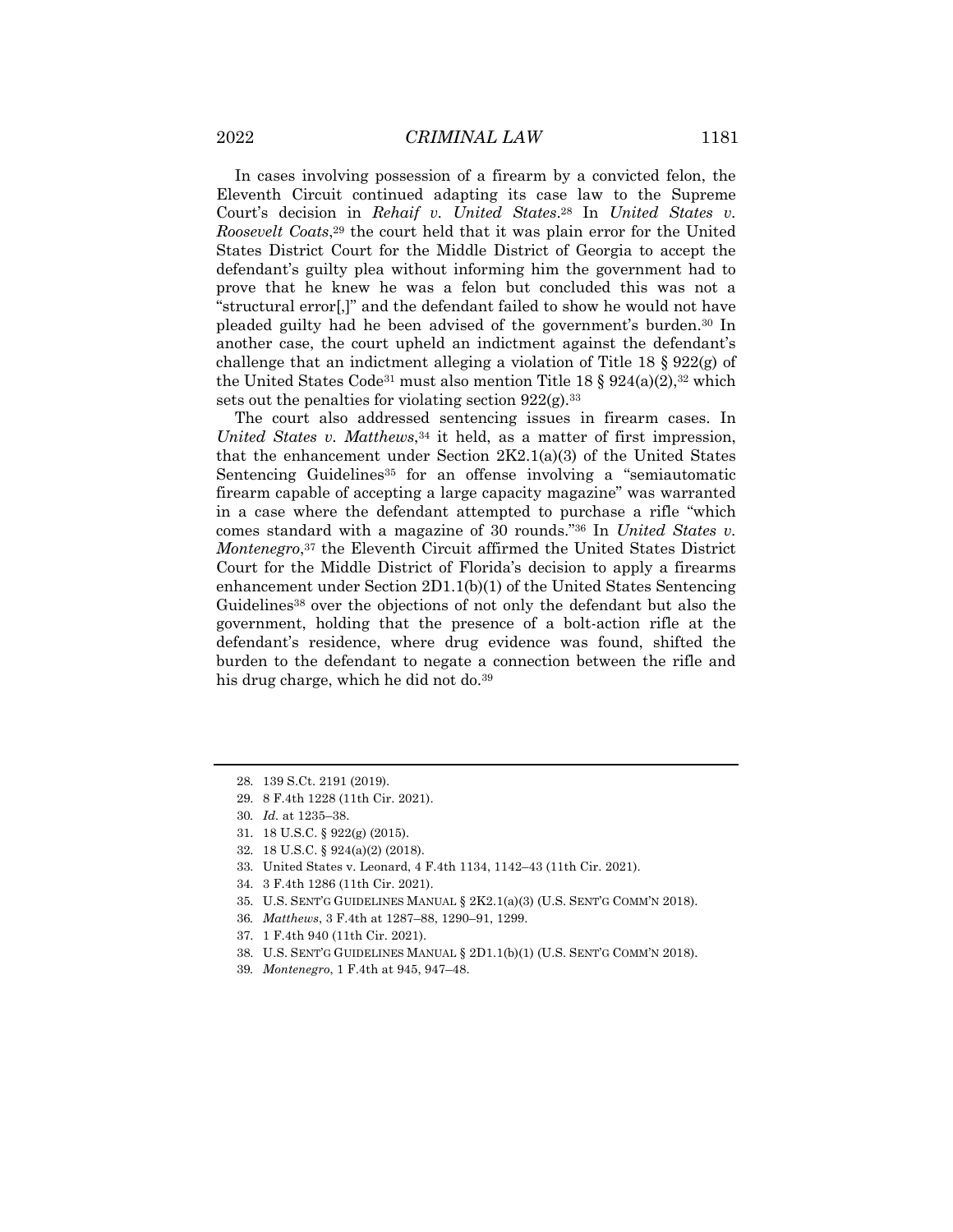In cases involving possession of a firearm by a convicted felon, the Eleventh Circuit continued adapting its case law to the Supreme Court's decision in *Rehaif v. United States*.[28] In *United States v. Roosevelt Coats*,[29] the court held that it was plain error for the United States District Court for the Middle District of Georgia to accept the defendant's guilty plea without informing him the government had to prove that he knew he was a felon but concluded this was not a "structural error[,]" and the defendant failed to show he would not have pleaded guilty had he been advised of the government's burden.[30] In another case, the court upheld an indictment against the defendant's challenge that an indictment alleging a violation of Title 18 § 922(g) of the United States Code[31] must also mention Title 18 § 924(a)(2),[32] which sets out the penalties for violating section 922(g).[33]

The court also addressed sentencing issues in firearm cases. In *United States v. Matthews*,[34] it held, as a matter of first impression, that the enhancement under Section 2K2.1(a)(3) of the United States Sentencing Guidelines[35] for an offense involving a "semiautomatic firearm capable of accepting a large capacity magazine" was warranted in a case where the defendant attempted to purchase a rifle "which comes standard with a magazine of 30 rounds."[36] In *United States v. Montenegro*,[37] the Eleventh Circuit affirmed the United States District Court for the Middle District of Florida's decision to apply a firearms enhancement under Section 2D1.1(b)(1) of the United States Sentencing Guidelines[38] over the objections of not only the defendant but also the government, holding that the presence of a bolt-action rifle at the defendant's residence, where drug evidence was found, shifted the burden to the defendant to negate a connection between the rifle and his drug charge, which he did not do.[39]

---

28. 139 S.Ct. 2191 (2019).
29. 8 F.4th 1228 (11th Cir. 2021).
30. *Id.* at 1235–38.
31. 18 U.S.C. § 922(g) (2015).
32. 18 U.S.C. § 924(a)(2) (2018).
33. United States v. Leonard, 4 F.4th 1134, 1142–43 (11th Cir. 2021).
34. 3 F.4th 1286 (11th Cir. 2021).
35. U.S. SENT'G GUIDELINES MANUAL § 2K2.1(a)(3) (U.S. SENT'G COMM'N 2018).
36. *Matthews*, 3 F.4th at 1287–88, 1290–91, 1299.
37. 1 F.4th 940 (11th Cir. 2021).
38. U.S. SENT'G GUIDELINES MANUAL § 2D1.1(b)(1) (U.S. SENT'G COMM'N 2018).
39. *Montenegro*, 1 F.4th at 945, 947–48.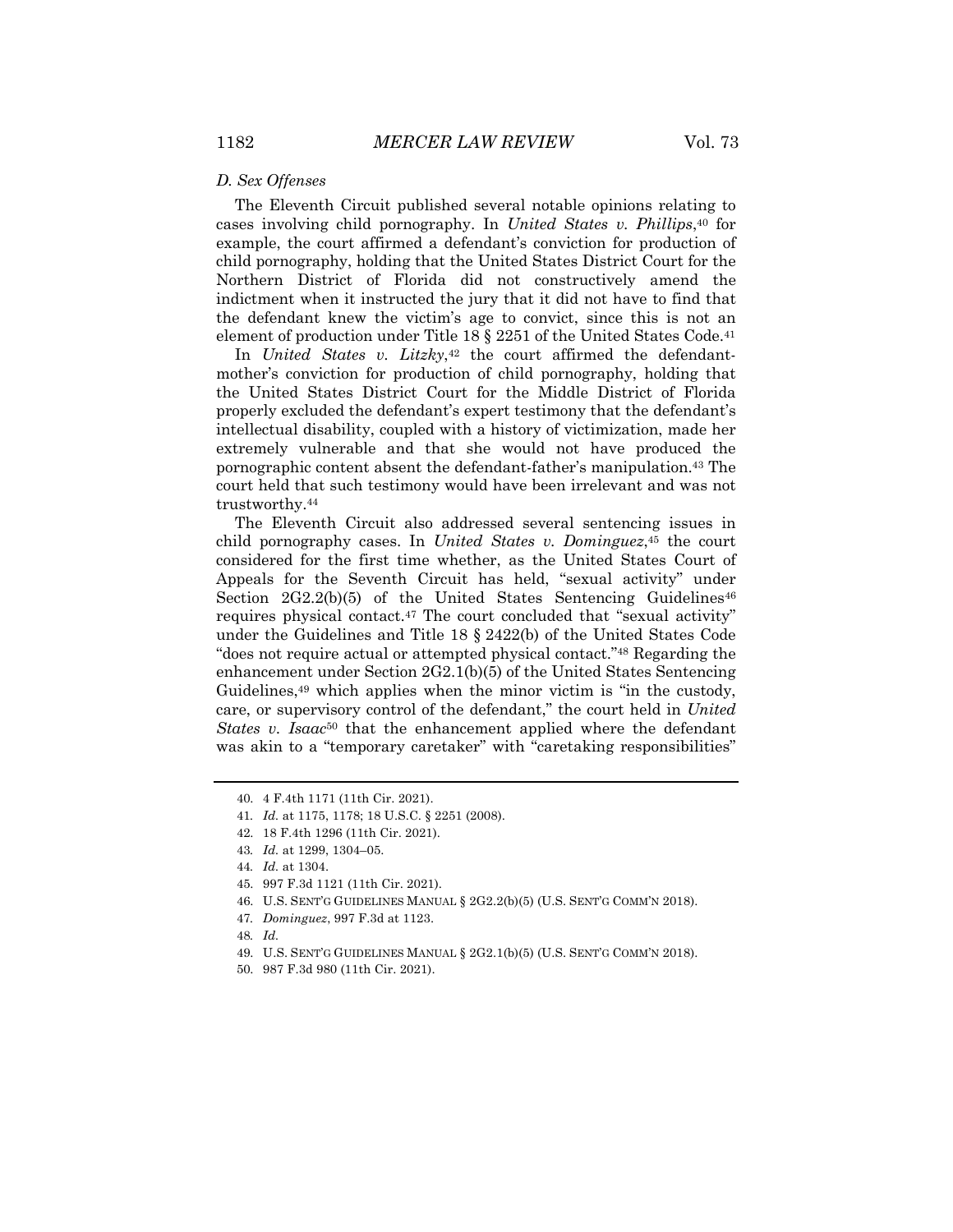### *D. Sex Offenses*

The Eleventh Circuit published several notable opinions relating to cases involving child pornography. In *United States v. Phillips*,[40] for example, the court affirmed a defendant's conviction for production of child pornography, holding that the United States District Court for the Northern District of Florida did not constructively amend the indictment when it instructed the jury that it did not have to find that the defendant knew the victim's age to convict, since this is not an element of production under Title 18 § 2251 of the United States Code.[41]

In *United States v. Litzky*,[42] the court affirmed the defendant-mother's conviction for production of child pornography, holding that the United States District Court for the Middle District of Florida properly excluded the defendant's expert testimony that the defendant's intellectual disability, coupled with a history of victimization, made her extremely vulnerable and that she would not have produced the pornographic content absent the defendant-father's manipulation.[43] The court held that such testimony would have been irrelevant and was not trustworthy.[44]

The Eleventh Circuit also addressed several sentencing issues in child pornography cases. In *United States v. Dominguez*,[45] the court considered for the first time whether, as the United States Court of Appeals for the Seventh Circuit has held, "sexual activity" under Section 2G2.2(b)(5) of the United States Sentencing Guidelines[46] requires physical contact.[47] The court concluded that "sexual activity" under the Guidelines and Title 18 § 2422(b) of the United States Code "does not require actual or attempted physical contact."[48] Regarding the enhancement under Section 2G2.1(b)(5) of the United States Sentencing Guidelines,[49] which applies when the minor victim is "in the custody, care, or supervisory control of the defendant," the court held in *United States v. Isaac*[50] that the enhancement applied where the defendant was akin to a "temporary caretaker" with "caretaking responsibilities"

---

40. 4 F.4th 1171 (11th Cir. 2021).

41. *Id.* at 1175, 1178; 18 U.S.C. § 2251 (2008).

42. 18 F.4th 1296 (11th Cir. 2021).

43. *Id.* at 1299, 1304–05.

44. *Id.* at 1304.

45. 997 F.3d 1121 (11th Cir. 2021).

46. U.S. SENT'G GUIDELINES MANUAL § 2G2.2(b)(5) (U.S. SENT'G COMM'N 2018).

47. *Dominguez*, 997 F.3d at 1123.

48. *Id.*

49. U.S. SENT'G GUIDELINES MANUAL § 2G2.1(b)(5) (U.S. SENT'G COMM'N 2018).

50. 987 F.3d 980 (11th Cir. 2021).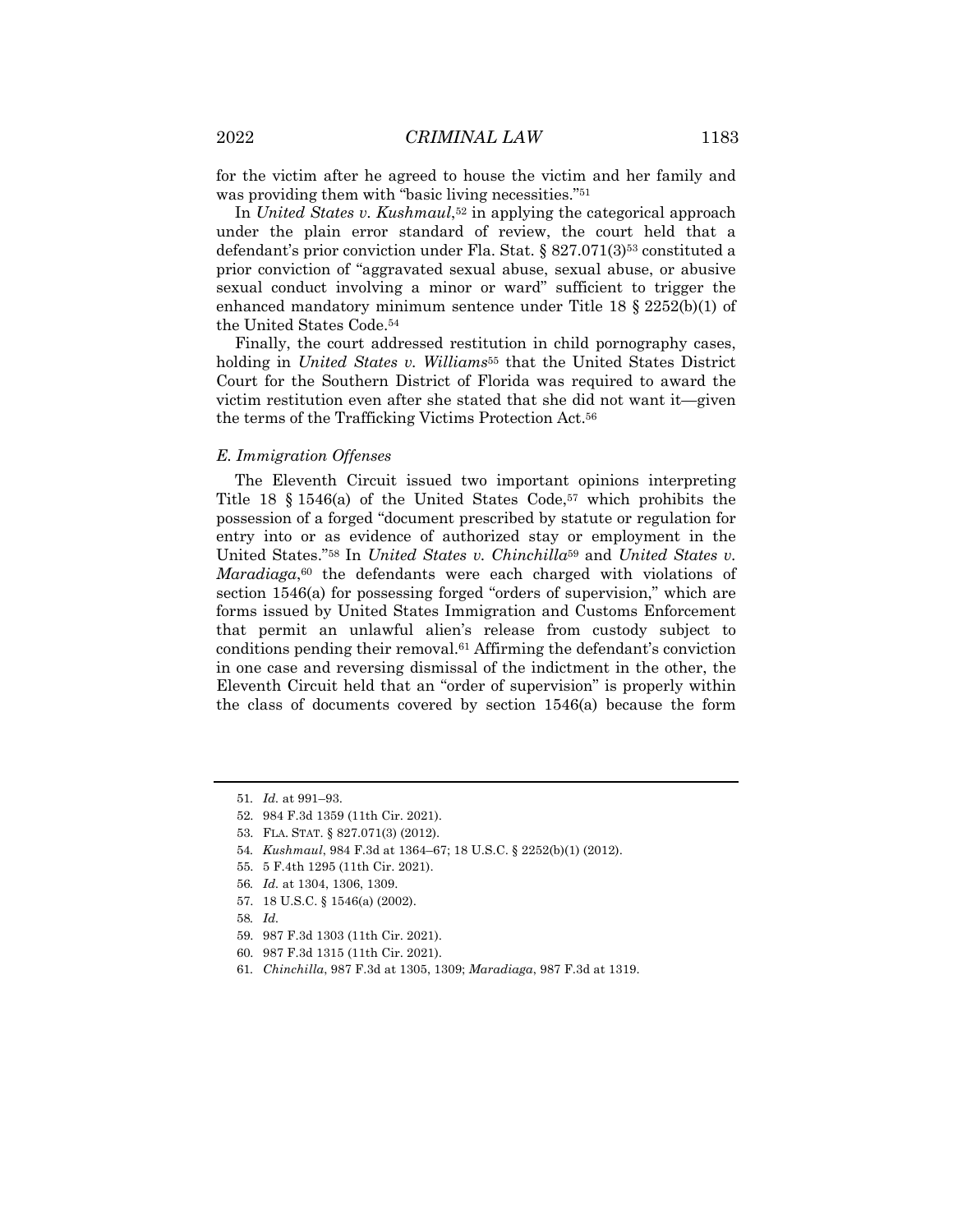for the victim after he agreed to house the victim and her family and was providing them with "basic living necessities."[51]

In *United States v. Kushmaul*,[52] in applying the categorical approach under the plain error standard of review, the court held that a defendant's prior conviction under Fla. Stat. § 827.071(3)[53] constituted a prior conviction of "aggravated sexual abuse, sexual abuse, or abusive sexual conduct involving a minor or ward" sufficient to trigger the enhanced mandatory minimum sentence under Title 18 § 2252(b)(1) of the United States Code.[54]

Finally, the court addressed restitution in child pornography cases, holding in *United States v. Williams*[55] that the United States District Court for the Southern District of Florida was required to award the victim restitution even after she stated that she did not want it—given the terms of the Trafficking Victims Protection Act.[56]

### *E. Immigration Offenses*

The Eleventh Circuit issued two important opinions interpreting Title 18 § 1546(a) of the United States Code,[57] which prohibits the possession of a forged "document prescribed by statute or regulation for entry into or as evidence of authorized stay or employment in the United States."[58] In *United States v. Chinchilla*[59] and *United States v. Maradiaga*,[60] the defendants were each charged with violations of section 1546(a) for possessing forged "orders of supervision," which are forms issued by United States Immigration and Customs Enforcement that permit an unlawful alien's release from custody subject to conditions pending their removal.[61] Affirming the defendant's conviction in one case and reversing dismissal of the indictment in the other, the Eleventh Circuit held that an "order of supervision" is properly within the class of documents covered by section 1546(a) because the form

---

51. *Id.* at 991–93.
52. 984 F.3d 1359 (11th Cir. 2021).
53. FLA. STAT. § 827.071(3) (2012).
54. *Kushmaul*, 984 F.3d at 1364–67; 18 U.S.C. § 2252(b)(1) (2012).
55. 5 F.4th 1295 (11th Cir. 2021).
56. *Id.* at 1304, 1306, 1309.
57. 18 U.S.C. § 1546(a) (2002).
58. *Id.*
59. 987 F.3d 1303 (11th Cir. 2021).
60. 987 F.3d 1315 (11th Cir. 2021).
61. *Chinchilla*, 987 F.3d at 1305, 1309; *Maradiaga*, 987 F.3d at 1319.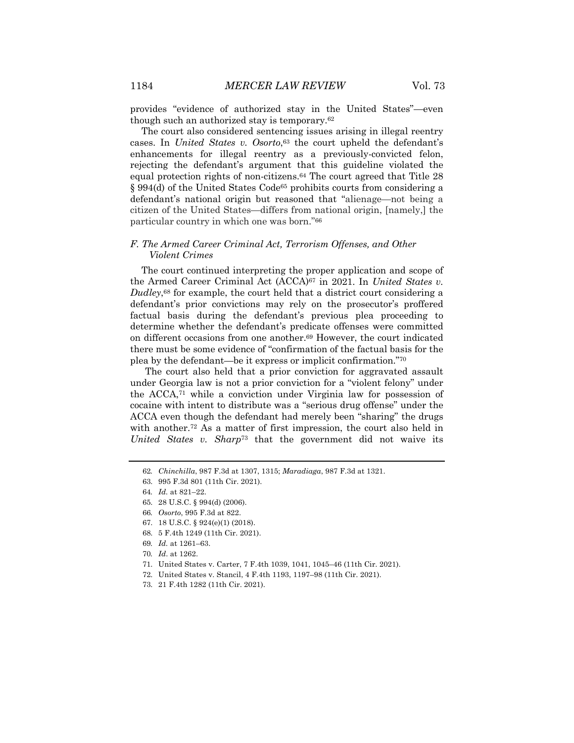provides "evidence of authorized stay in the United States"—even though such an authorized stay is temporary.[62]

The court also considered sentencing issues arising in illegal reentry cases. In *United States v. Osorto*,[63] the court upheld the defendant's enhancements for illegal reentry as a previously-convicted felon, rejecting the defendant's argument that this guideline violated the equal protection rights of non-citizens.[64] The court agreed that Title 28 § 994(d) of the United States Code[65] prohibits courts from considering a defendant's national origin but reasoned that "alienage—not being a citizen of the United States—differs from national origin, [namely,] the particular country in which one was born."[66]

### *F. The Armed Career Criminal Act, Terrorism Offenses, and Other Violent Crimes*

The court continued interpreting the proper application and scope of the Armed Career Criminal Act (ACCA)[67] in 2021. In *United States v. Dudley*,[68] for example, the court held that a district court considering a defendant's prior convictions may rely on the prosecutor's proffered factual basis during the defendant's previous plea proceeding to determine whether the defendant's predicate offenses were committed on different occasions from one another.[69] However, the court indicated there must be some evidence of "confirmation of the factual basis for the plea by the defendant—be it express or implicit confirmation."[70]

The court also held that a prior conviction for aggravated assault under Georgia law is not a prior conviction for a "violent felony" under the ACCA,[71] while a conviction under Virginia law for possession of cocaine with intent to distribute was a "serious drug offense" under the ACCA even though the defendant had merely been "sharing" the drugs with another.[72] As a matter of first impression, the court also held in *United States v. Sharp*[73] that the government did not waive its

---

62. *Chinchilla*, 987 F.3d at 1307, 1315; *Maradiaga*, 987 F.3d at 1321.
63. 995 F.3d 801 (11th Cir. 2021).
64. *Id.* at 821–22.
65. 28 U.S.C. § 994(d) (2006).
66. *Osorto*, 995 F.3d at 822.
67. 18 U.S.C. § 924(e)(1) (2018).
68. 5 F.4th 1249 (11th Cir. 2021).
69. *Id.* at 1261–63.
70. *Id*. at 1262.
71. United States v. Carter, 7 F.4th 1039, 1041, 1045–46 (11th Cir. 2021).
72. United States v. Stancil, 4 F.4th 1193, 1197–98 (11th Cir. 2021).
73. 21 F.4th 1282 (11th Cir. 2021).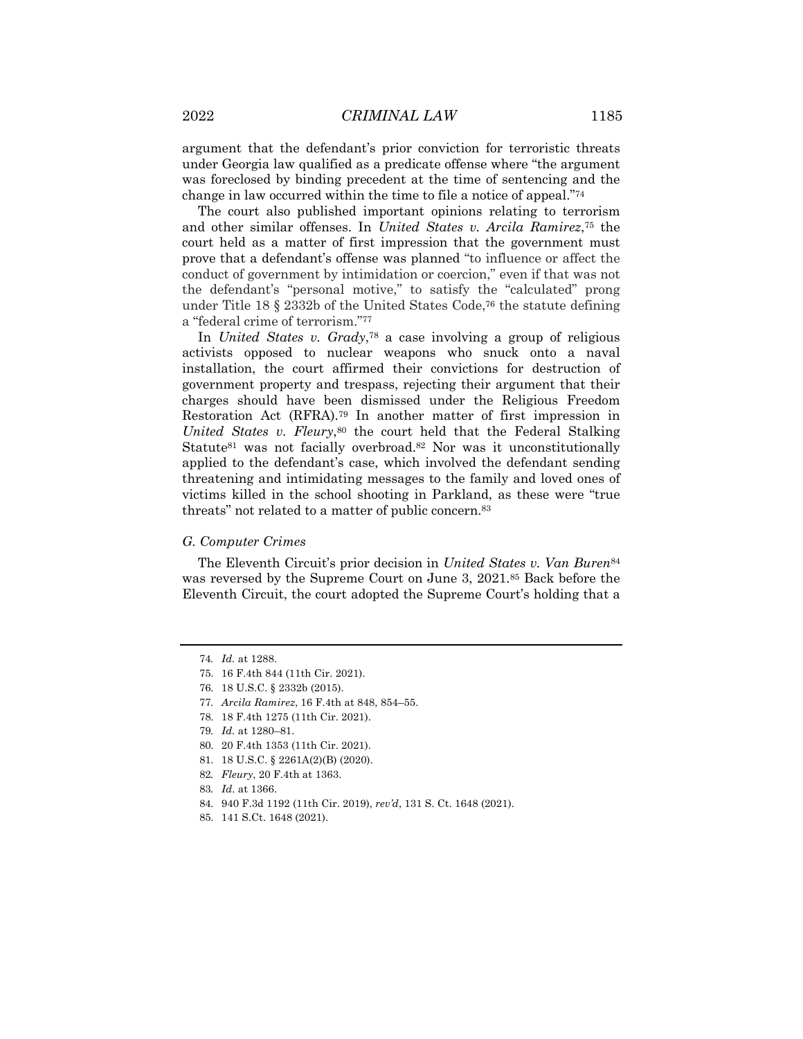argument that the defendant's prior conviction for terroristic threats under Georgia law qualified as a predicate offense where "the argument was foreclosed by binding precedent at the time of sentencing and the change in law occurred within the time to file a notice of appeal."[74]

The court also published important opinions relating to terrorism and other similar offenses. In *United States v. Arcila Ramirez*,[75] the court held as a matter of first impression that the government must prove that a defendant's offense was planned "to influence or affect the conduct of government by intimidation or coercion," even if that was not the defendant's "personal motive," to satisfy the "calculated" prong under Title 18 § 2332b of the United States Code,[76] the statute defining a "federal crime of terrorism."[77]

In *United States v. Grady*,[78] a case involving a group of religious activists opposed to nuclear weapons who snuck onto a naval installation, the court affirmed their convictions for destruction of government property and trespass, rejecting their argument that their charges should have been dismissed under the Religious Freedom Restoration Act (RFRA).[79] In another matter of first impression in *United States v. Fleury*,[80] the court held that the Federal Stalking Statute[81] was not facially overbroad.[82] Nor was it unconstitutionally applied to the defendant's case, which involved the defendant sending threatening and intimidating messages to the family and loved ones of victims killed in the school shooting in Parkland, as these were "true threats" not related to a matter of public concern.[83]

### *G. Computer Crimes*

The Eleventh Circuit's prior decision in *United States v. Van Buren*[84] was reversed by the Supreme Court on June 3, 2021.[85] Back before the Eleventh Circuit, the court adopted the Supreme Court's holding that a

---

74. *Id.* at 1288.
75. 16 F.4th 844 (11th Cir. 2021).
76. 18 U.S.C. § 2332b (2015).
77. *Arcila Ramirez*, 16 F.4th at 848, 854–55.
78. 18 F.4th 1275 (11th Cir. 2021).
79. *Id.* at 1280–81.
80. 20 F.4th 1353 (11th Cir. 2021).
81. 18 U.S.C. § 2261A(2)(B) (2020).
82. *Fleury*, 20 F.4th at 1363.
83. *Id.* at 1366.
84. 940 F.3d 1192 (11th Cir. 2019), *rev'd*, 131 S. Ct. 1648 (2021).
85. 141 S.Ct. 1648 (2021).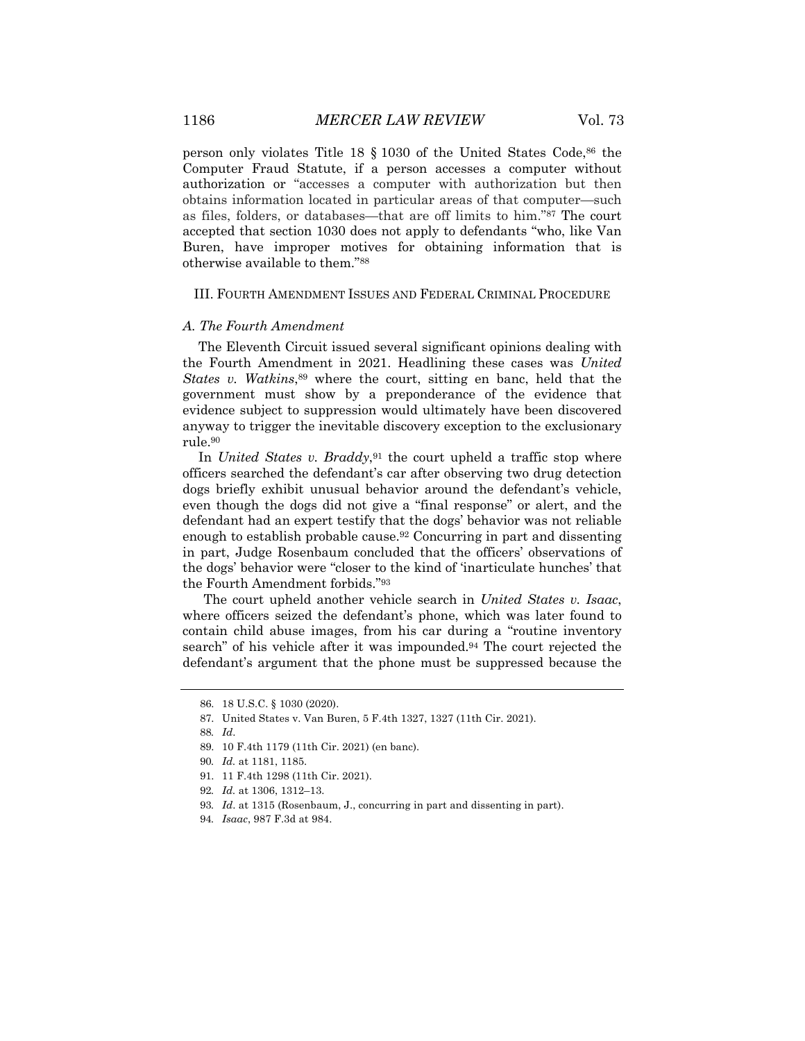person only violates Title 18 § 1030 of the United States Code,[86] the Computer Fraud Statute, if a person accesses a computer without authorization or "accesses a computer with authorization but then obtains information located in particular areas of that computer—such as files, folders, or databases—that are off limits to him."[87] The court accepted that section 1030 does not apply to defendants "who, like Van Buren, have improper motives for obtaining information that is otherwise available to them."[88]

## III. Fourth Amendment Issues and Federal Criminal Procedure

### *A. The Fourth Amendment*

The Eleventh Circuit issued several significant opinions dealing with the Fourth Amendment in 2021. Headlining these cases was *United States v. Watkins*,[89] where the court, sitting en banc, held that the government must show by a preponderance of the evidence that evidence subject to suppression would ultimately have been discovered anyway to trigger the inevitable discovery exception to the exclusionary rule.[90]

In *United States v. Braddy*,[91] the court upheld a traffic stop where officers searched the defendant's car after observing two drug detection dogs briefly exhibit unusual behavior around the defendant's vehicle, even though the dogs did not give a "final response" or alert, and the defendant had an expert testify that the dogs' behavior was not reliable enough to establish probable cause.[92] Concurring in part and dissenting in part, Judge Rosenbaum concluded that the officers' observations of the dogs' behavior were "closer to the kind of 'inarticulate hunches' that the Fourth Amendment forbids."[93]

The court upheld another vehicle search in *United States v. Isaac*, where officers seized the defendant's phone, which was later found to contain child abuse images, from his car during a "routine inventory search" of his vehicle after it was impounded.[94] The court rejected the defendant's argument that the phone must be suppressed because the

---

86. 18 U.S.C. § 1030 (2020).

87. United States v. Van Buren, 5 F.4th 1327, 1327 (11th Cir. 2021).

88. *Id*.

89. 10 F.4th 1179 (11th Cir. 2021) (en banc).

90. *Id*. at 1181, 1185.

91. 11 F.4th 1298 (11th Cir. 2021).

92. *Id*. at 1306, 1312–13.

93. *Id*. at 1315 (Rosenbaum, J., concurring in part and dissenting in part).

94. *Isaac*, 987 F.3d at 984.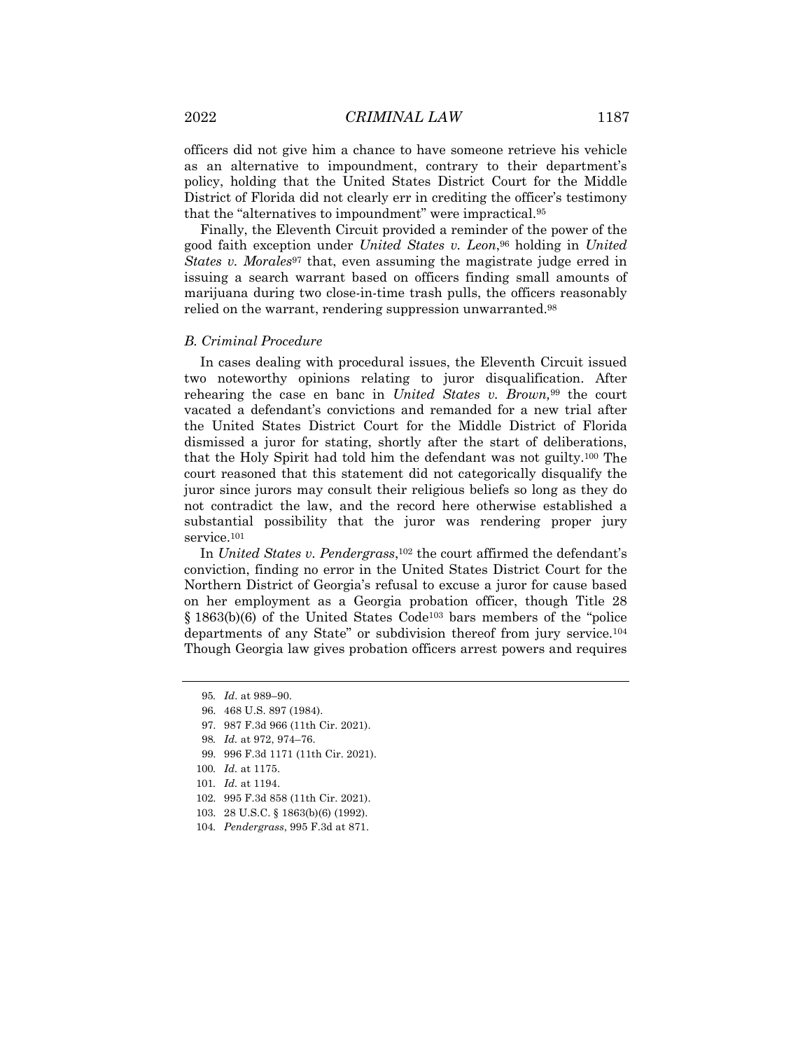officers did not give him a chance to have someone retrieve his vehicle as an alternative to impoundment, contrary to their department's policy, holding that the United States District Court for the Middle District of Florida did not clearly err in crediting the officer's testimony that the "alternatives to impoundment" were impractical.[95]

Finally, the Eleventh Circuit provided a reminder of the power of the good faith exception under *United States v. Leon*,[96] holding in *United States v. Morales*[97] that, even assuming the magistrate judge erred in issuing a search warrant based on officers finding small amounts of marijuana during two close-in-time trash pulls, the officers reasonably relied on the warrant, rendering suppression unwarranted.[98]

### *B. Criminal Procedure*

In cases dealing with procedural issues, the Eleventh Circuit issued two noteworthy opinions relating to juror disqualification. After rehearing the case en banc in *United States v. Brown,*[99] the court vacated a defendant's convictions and remanded for a new trial after the United States District Court for the Middle District of Florida dismissed a juror for stating, shortly after the start of deliberations, that the Holy Spirit had told him the defendant was not guilty.[100] The court reasoned that this statement did not categorically disqualify the juror since jurors may consult their religious beliefs so long as they do not contradict the law, and the record here otherwise established a substantial possibility that the juror was rendering proper jury service.[101]

In *United States v. Pendergrass*,[102] the court affirmed the defendant's conviction, finding no error in the United States District Court for the Northern District of Georgia's refusal to excuse a juror for cause based on her employment as a Georgia probation officer, though Title 28 § 1863(b)(6) of the United States Code[103] bars members of the "police departments of any State" or subdivision thereof from jury service.[104] Though Georgia law gives probation officers arrest powers and requires

---

95. *Id*. at 989–90.
96. 468 U.S. 897 (1984).
97. 987 F.3d 966 (11th Cir. 2021).
98. *Id.* at 972, 974–76.
99. 996 F.3d 1171 (11th Cir. 2021).
100. *Id.* at 1175.
101. *Id.* at 1194.
102. 995 F.3d 858 (11th Cir. 2021).
103. 28 U.S.C. § 1863(b)(6) (1992).
104. *Pendergrass*, 995 F.3d at 871.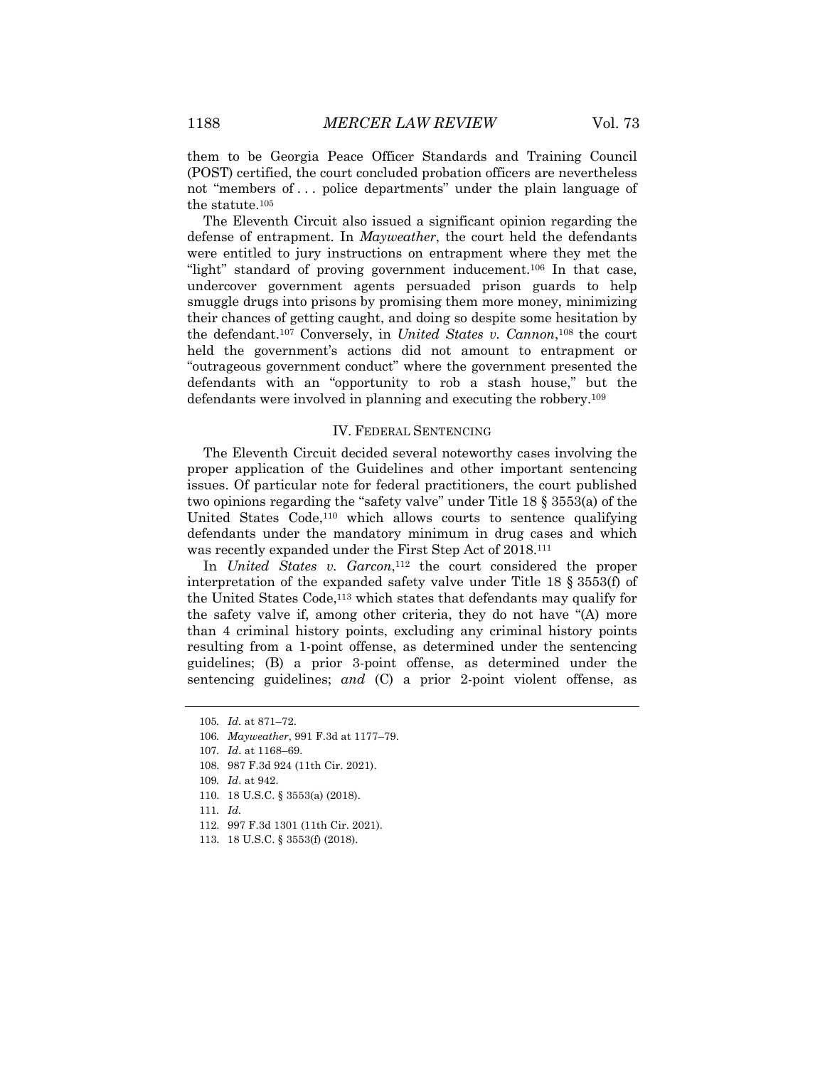them to be Georgia Peace Officer Standards and Training Council (POST) certified, the court concluded probation officers are nevertheless not "members of . . . police departments" under the plain language of the statute.[105]

The Eleventh Circuit also issued a significant opinion regarding the defense of entrapment. In *Mayweather*, the court held the defendants were entitled to jury instructions on entrapment where they met the "light" standard of proving government inducement.[106] In that case, undercover government agents persuaded prison guards to help smuggle drugs into prisons by promising them more money, minimizing their chances of getting caught, and doing so despite some hesitation by the defendant.[107] Conversely, in *United States v. Cannon*,[108] the court held the government's actions did not amount to entrapment or "outrageous government conduct" where the government presented the defendants with an "opportunity to rob a stash house," but the defendants were involved in planning and executing the robbery.[109]

## IV. Federal Sentencing

The Eleventh Circuit decided several noteworthy cases involving the proper application of the Guidelines and other important sentencing issues. Of particular note for federal practitioners, the court published two opinions regarding the "safety valve" under Title 18 § 3553(a) of the United States Code,[110] which allows courts to sentence qualifying defendants under the mandatory minimum in drug cases and which was recently expanded under the First Step Act of 2018.[111]

In *United States v. Garcon*,[112] the court considered the proper interpretation of the expanded safety valve under Title 18 § 3553(f) of the United States Code,[113] which states that defendants may qualify for the safety valve if, among other criteria, they do not have "(A) more than 4 criminal history points, excluding any criminal history points resulting from a 1-point offense, as determined under the sentencing guidelines; (B) a prior 3-point offense, as determined under the sentencing guidelines; *and* (C) a prior 2-point violent offense, as

---

105. *Id.* at 871–72.

106. *Mayweather*, 991 F.3d at 1177–79.

107. *Id.* at 1168–69.

108. 987 F.3d 924 (11th Cir. 2021).

109. *Id.* at 942.

110. 18 U.S.C. § 3553(a) (2018).

111. *Id.*

112. 997 F.3d 1301 (11th Cir. 2021).

113. 18 U.S.C. § 3553(f) (2018).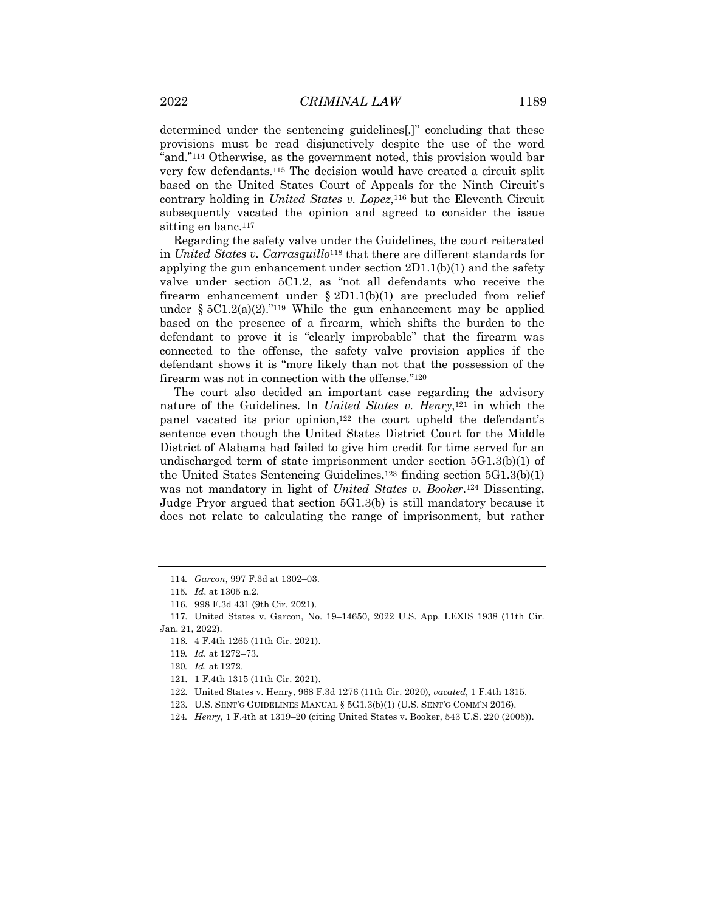determined under the sentencing guidelines[,]" concluding that these provisions must be read disjunctively despite the use of the word "and."[114] Otherwise, as the government noted, this provision would bar very few defendants.[115] The decision would have created a circuit split based on the United States Court of Appeals for the Ninth Circuit's contrary holding in *United States v. Lopez*,[116] but the Eleventh Circuit subsequently vacated the opinion and agreed to consider the issue sitting en banc.[117]

Regarding the safety valve under the Guidelines, the court reiterated in *United States v. Carrasquillo*[118] that there are different standards for applying the gun enhancement under section 2D1.1(b)(1) and the safety valve under section 5C1.2, as "not all defendants who receive the firearm enhancement under § 2D1.1(b)(1) are precluded from relief under § 5C1.2(a)(2)."[119] While the gun enhancement may be applied based on the presence of a firearm, which shifts the burden to the defendant to prove it is "clearly improbable" that the firearm was connected to the offense, the safety valve provision applies if the defendant shows it is "more likely than not that the possession of the firearm was not in connection with the offense."[120]

The court also decided an important case regarding the advisory nature of the Guidelines. In *United States v. Henry*,[121] in which the panel vacated its prior opinion,[122] the court upheld the defendant's sentence even though the United States District Court for the Middle District of Alabama had failed to give him credit for time served for an undischarged term of state imprisonment under section 5G1.3(b)(1) of the United States Sentencing Guidelines,[123] finding section 5G1.3(b)(1) was not mandatory in light of *United States v. Booker*.[124] Dissenting, Judge Pryor argued that section 5G1.3(b) is still mandatory because it does not relate to calculating the range of imprisonment, but rather

---

114. *Garcon*, 997 F.3d at 1302–03.

115. *Id.* at 1305 n.2.

116. 998 F.3d 431 (9th Cir. 2021).

117. United States v. Garcon, No. 19–14650, 2022 U.S. App. LEXIS 1938 (11th Cir. Jan. 21, 2022).

118. 4 F.4th 1265 (11th Cir. 2021).

119. *Id.* at 1272–73.

120. *Id.* at 1272.

121. 1 F.4th 1315 (11th Cir. 2021).

122. United States v. Henry, 968 F.3d 1276 (11th Cir. 2020), *vacated*, 1 F.4th 1315.

123. U.S. SENT'G GUIDELINES MANUAL § 5G1.3(b)(1) (U.S. SENT'G COMM'N 2016).

124. *Henry*, 1 F.4th at 1319–20 (citing United States v. Booker, 543 U.S. 220 (2005)).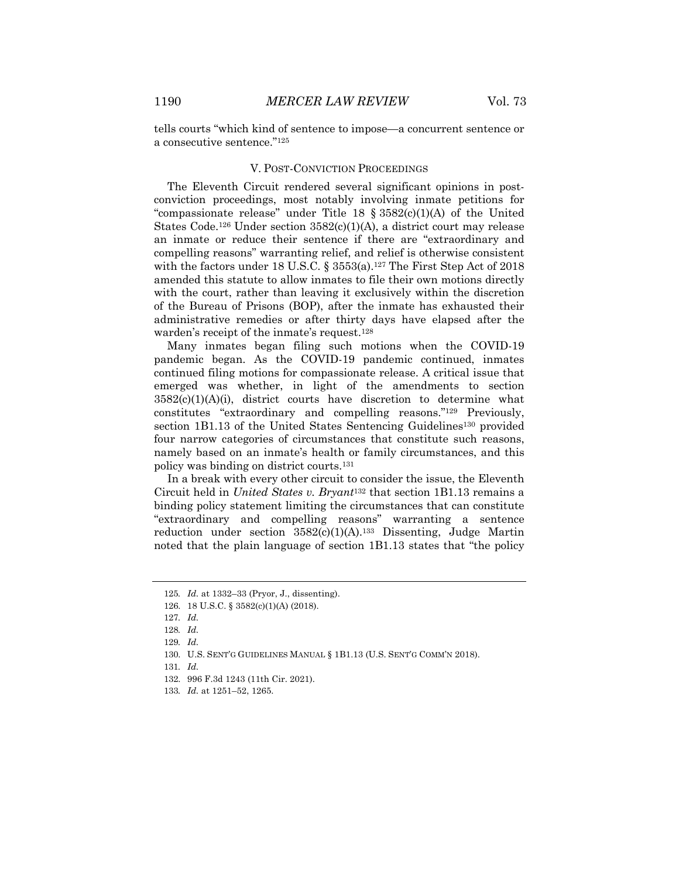tells courts "which kind of sentence to impose—a concurrent sentence or a consecutive sentence."[125]

## V. Post-Conviction Proceedings

The Eleventh Circuit rendered several significant opinions in post-conviction proceedings, most notably involving inmate petitions for "compassionate release" under Title 18 § 3582(c)(1)(A) of the United States Code.[126] Under section 3582(c)(1)(A), a district court may release an inmate or reduce their sentence if there are "extraordinary and compelling reasons" warranting relief, and relief is otherwise consistent with the factors under 18 U.S.C. § 3553(a).[127] The First Step Act of 2018 amended this statute to allow inmates to file their own motions directly with the court, rather than leaving it exclusively within the discretion of the Bureau of Prisons (BOP), after the inmate has exhausted their administrative remedies or after thirty days have elapsed after the warden's receipt of the inmate's request.[128]

Many inmates began filing such motions when the COVID-19 pandemic began. As the COVID-19 pandemic continued, inmates continued filing motions for compassionate release. A critical issue that emerged was whether, in light of the amendments to section 3582(c)(1)(A)(i), district courts have discretion to determine what constitutes "extraordinary and compelling reasons."[129] Previously, section 1B1.13 of the United States Sentencing Guidelines[130] provided four narrow categories of circumstances that constitute such reasons, namely based on an inmate's health or family circumstances, and this policy was binding on district courts.[131]

In a break with every other circuit to consider the issue, the Eleventh Circuit held in *United States v. Bryant*[132] that section 1B1.13 remains a binding policy statement limiting the circumstances that can constitute "extraordinary and compelling reasons" warranting a sentence reduction under section 3582(c)(1)(A).[133] Dissenting, Judge Martin noted that the plain language of section 1B1.13 states that "the policy

---

125. *Id.* at 1332–33 (Pryor, J., dissenting).

126. 18 U.S.C. § 3582(c)(1)(A) (2018).

127. *Id.*

128. *Id.*

129. *Id.*

130. U.S. Sent'g Guidelines Manual § 1B1.13 (U.S. Sent'g Comm'n 2018).

131. *Id.*

132. 996 F.3d 1243 (11th Cir. 2021).

133. *Id.* at 1251–52, 1265.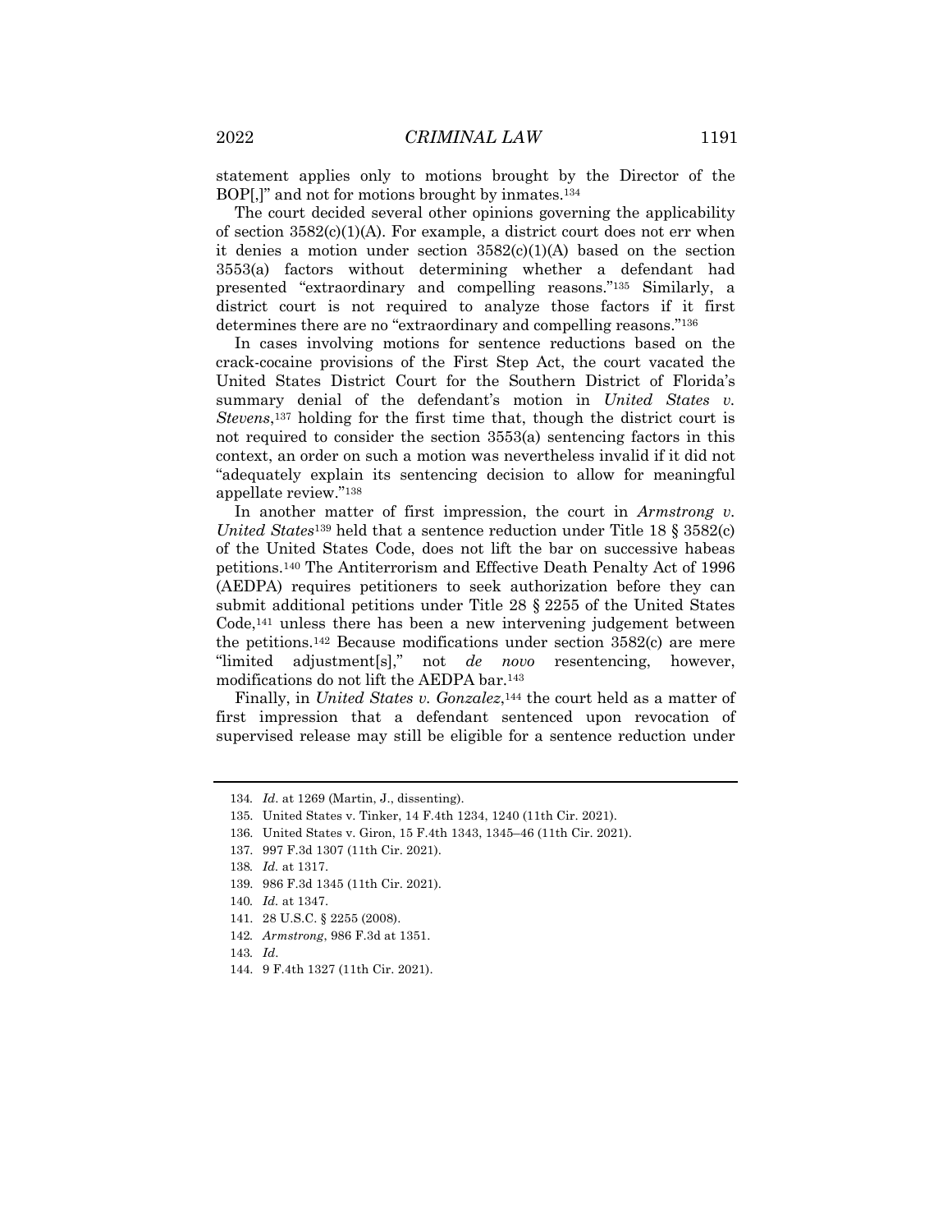statement applies only to motions brought by the Director of the BOP[,]" and not for motions brought by inmates.[134]

The court decided several other opinions governing the applicability of section 3582(c)(1)(A). For example, a district court does not err when it denies a motion under section 3582(c)(1)(A) based on the section 3553(a) factors without determining whether a defendant had presented "extraordinary and compelling reasons."[135] Similarly, a district court is not required to analyze those factors if it first determines there are no "extraordinary and compelling reasons."[136]

In cases involving motions for sentence reductions based on the crack-cocaine provisions of the First Step Act, the court vacated the United States District Court for the Southern District of Florida's summary denial of the defendant's motion in *United States v. Stevens*,[137] holding for the first time that, though the district court is not required to consider the section 3553(a) sentencing factors in this context, an order on such a motion was nevertheless invalid if it did not "adequately explain its sentencing decision to allow for meaningful appellate review."[138]

In another matter of first impression, the court in *Armstrong v. United States*[139] held that a sentence reduction under Title 18 § 3582(c) of the United States Code, does not lift the bar on successive habeas petitions.[140] The Antiterrorism and Effective Death Penalty Act of 1996 (AEDPA) requires petitioners to seek authorization before they can submit additional petitions under Title 28 § 2255 of the United States Code,[141] unless there has been a new intervening judgement between the petitions.[142] Because modifications under section 3582(c) are mere "limited adjustment[s]," not *de novo* resentencing, however, modifications do not lift the AEDPA bar.[143]

Finally, in *United States v. Gonzalez*,[144] the court held as a matter of first impression that a defendant sentenced upon revocation of supervised release may still be eligible for a sentence reduction under

---

134. *Id*. at 1269 (Martin, J., dissenting).
135. United States v. Tinker, 14 F.4th 1234, 1240 (11th Cir. 2021).
136. United States v. Giron, 15 F.4th 1343, 1345–46 (11th Cir. 2021).
137. 997 F.3d 1307 (11th Cir. 2021).
138. *Id.* at 1317.
139. 986 F.3d 1345 (11th Cir. 2021).
140. *Id.* at 1347.
141. 28 U.S.C. § 2255 (2008).
142. *Armstrong*, 986 F.3d at 1351.
143. *Id*.
144. 9 F.4th 1327 (11th Cir. 2021).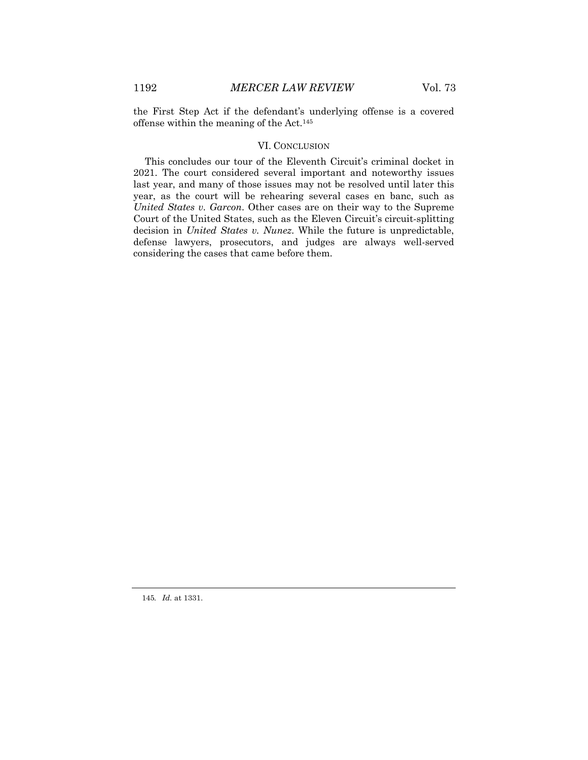the First Step Act if the defendant's underlying offense is a covered offense within the meaning of the Act.[145]

## VI. CONCLUSION

This concludes our tour of the Eleventh Circuit's criminal docket in 2021. The court considered several important and noteworthy issues last year, and many of those issues may not be resolved until later this year, as the court will be rehearing several cases en banc, such as *United States v. Garcon*. Other cases are on their way to the Supreme Court of the United States, such as the Eleven Circuit's circuit-splitting decision in *United States v. Nunez*. While the future is unpredictable, defense lawyers, prosecutors, and judges are always well-served considering the cases that came before them.

---

145. *Id.* at 1331.